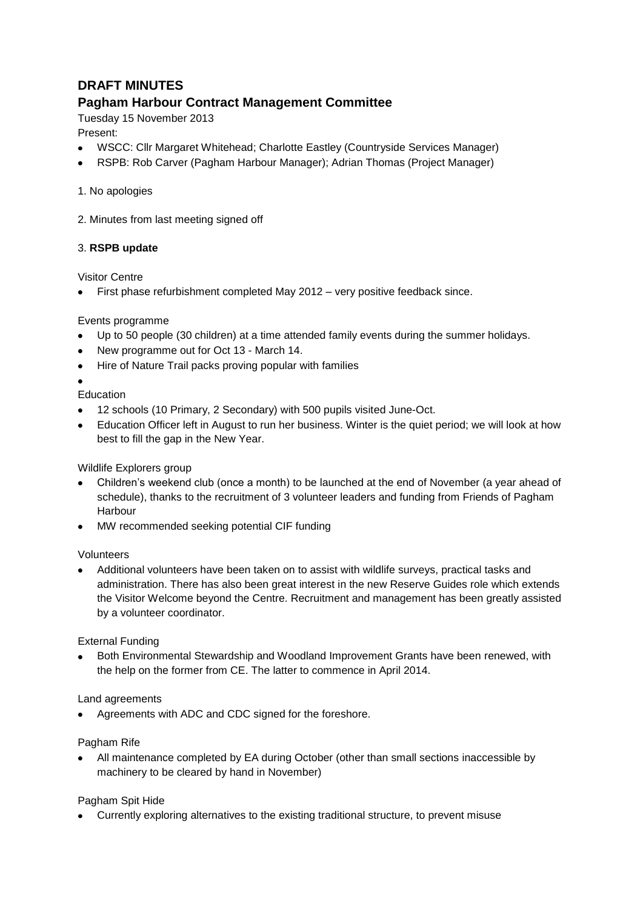## DRAFT MINUTES

## Pagham Harbour Contract Management Committee

Tuesday 15 November 2013

Present:

- WSCC: Cllr Margaret Whitehead; Charlotte Eastley (Countryside Services Manager)
- RSPB: Rob Carver (Pagham Harbour Manager); Adrian Thomas (Project Manager)

1. No apologies

2. Minutes from last meeting signed off

3. **RSPB update**

Visitor Centre

- First phase refurbishment completed May 2012 – very positive feedback since.

Events programme

- Up to 50 people (30 children) at a time attended family events during the summer holidays.
- New programme out for Oct 13 - March 14.
- Hire of Nature Trail packs proving popular with families
-

Education

- 12 schools (10 Primary, 2 Secondary) with 500 pupils visited June-Oct.
- Education Officer left in August to run her business. Winter is the quiet period; we will look at how best to fill the gap in the New Year.

Wildlife Explorers group

- Children's weekend club (once a month) to be launched at the end of November (a year ahead of schedule), thanks to the recruitment of 3 volunteer leaders and funding from Friends of Pagham Harbour
- MW recommended seeking potential CIF funding

Volunteers

- Additional volunteers have been taken on to assist with wildlife surveys, practical tasks and administration. There has also been great interest in the new Reserve Guides role which extends the Visitor Welcome beyond the Centre. Recruitment and management has been greatly assisted by a volunteer coordinator.

External Funding

- Both Environmental Stewardship and Woodland Improvement Grants have been renewed, with the help on the former from CE. The latter to commence in April 2014.

Land agreements

- Agreements with ADC and CDC signed for the foreshore.

Pagham Rife

- All maintenance completed by EA during October (other than small sections inaccessible by machinery to be cleared by hand in November)

Pagham Spit Hide

- Currently exploring alternatives to the existing traditional structure, to prevent misuse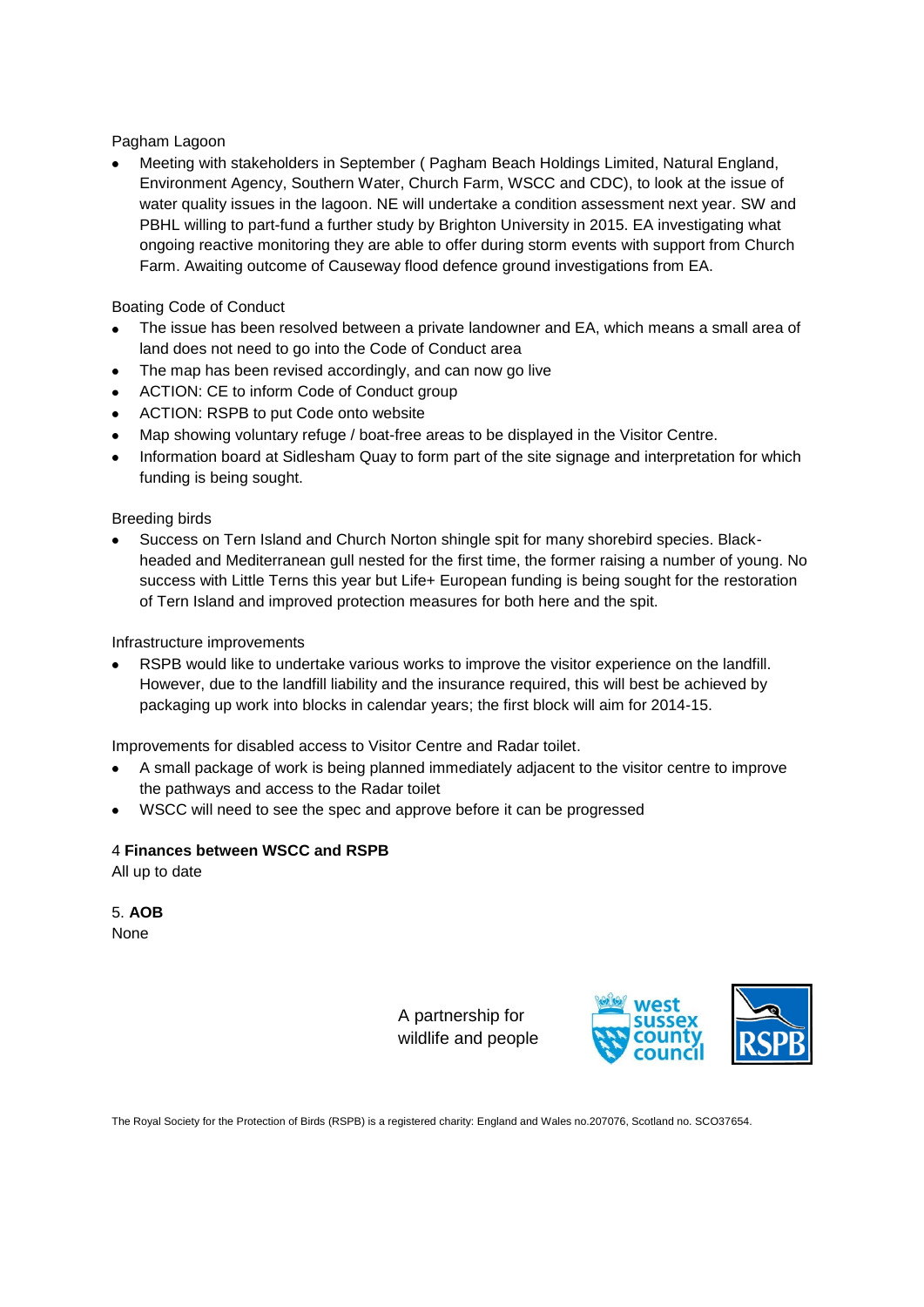Pagham Lagoon

- Meeting with stakeholders in September ( Pagham Beach Holdings Limited, Natural England, Environment Agency, Southern Water, Church Farm, WSCC and CDC), to look at the issue of water quality issues in the lagoon. NE will undertake a condition assessment next year. SW and PBHL willing to part-fund a further study by Brighton University in 2015. EA investigating what ongoing reactive monitoring they are able to offer during storm events with support from Church Farm. Awaiting outcome of Causeway flood defence ground investigations from EA.

Boating Code of Conduct

- The issue has been resolved between a private landowner and EA, which means a small area of land does not need to go into the Code of Conduct area
- The map has been revised accordingly, and can now go live
- ACTION: CE to inform Code of Conduct group
- ACTION: RSPB to put Code onto website
- Map showing voluntary refuge / boat-free areas to be displayed in the Visitor Centre.
- Information board at Sidlesham Quay to form part of the site signage and interpretation for which funding is being sought.

Breeding birds

- Success on Tern Island and Church Norton shingle spit for many shorebird species. Black-headed and Mediterranean gull nested for the first time, the former raising a number of young. No success with Little Terns this year but Life+ European funding is being sought for the restoration of Tern Island and improved protection measures for both here and the spit.

Infrastructure improvements

- RSPB would like to undertake various works to improve the visitor experience on the landfill. However, due to the landfill liability and the insurance required, this will best be achieved by packaging up work into blocks in calendar years; the first block will aim for 2014-15.

Improvements for disabled access to Visitor Centre and Radar toilet.

- A small package of work is being planned immediately adjacent to the visitor centre to improve the pathways and access to the Radar toilet
- WSCC will need to see the spec and approve before it can be progressed

4 **Finances between WSCC and RSPB**

All up to date

5. **AOB**

None

A partnership for wildlife and people

The Royal Society for the Protection of Birds (RSPB) is a registered charity: England and Wales no.207076, Scotland no. SCO37654.